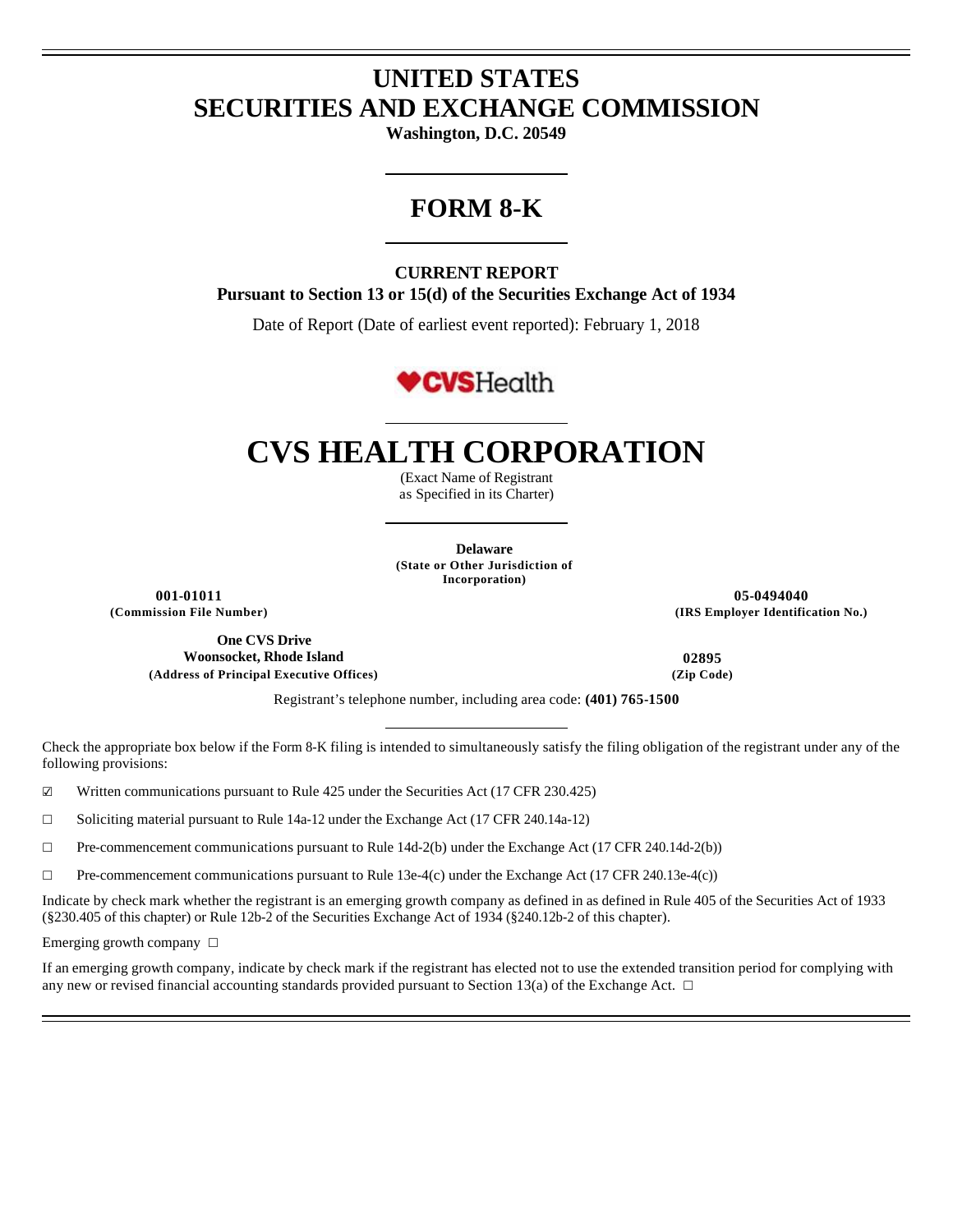# UNITED STATES
# SECURITIES AND EXCHANGE COMMISSION

**Washington, D.C. 20549**

---

# FORM 8-K

---

**CURRENT REPORT**

**Pursuant to Section 13 or 15(d) of the Securities Exchange Act of 1934**

Date of Report (Date of earliest event reported): February 1, 2018

---

# CVS HEALTH CORPORATION

(Exact Name of Registrant as Specified in its Charter)

---

**Delaware**
**(State or Other Jurisdiction of Incorporation)**

| | |
|---|---|
| **001-01011** | **05-0494040** |
| **(Commission File Number)** | **(IRS Employer Identification No.)** |

| | |
|---|---|
| **One CVS Drive** | |
| **Woonsocket, Rhode Island** | **02895** |
| **(Address of Principal Executive Offices)** | **(Zip Code)** |

Registrant's telephone number, including area code: **(401) 765-1500**

---

Check the appropriate box below if the Form 8-K filing is intended to simultaneously satisfy the filing obligation of the registrant under any of the following provisions:

☑ Written communications pursuant to Rule 425 under the Securities Act (17 CFR 230.425)

☐ Soliciting material pursuant to Rule 14a-12 under the Exchange Act (17 CFR 240.14a-12)

☐ Pre-commencement communications pursuant to Rule 14d-2(b) under the Exchange Act (17 CFR 240.14d-2(b))

☐ Pre-commencement communications pursuant to Rule 13e-4(c) under the Exchange Act (17 CFR 240.13e-4(c))

Indicate by check mark whether the registrant is an emerging growth company as defined in as defined in Rule 405 of the Securities Act of 1933 (§230.405 of this chapter) or Rule 12b-2 of the Securities Exchange Act of 1934 (§240.12b-2 of this chapter).

Emerging growth company ☐

If an emerging growth company, indicate by check mark if the registrant has elected not to use the extended transition period for complying with any new or revised financial accounting standards provided pursuant to Section 13(a) of the Exchange Act. ☐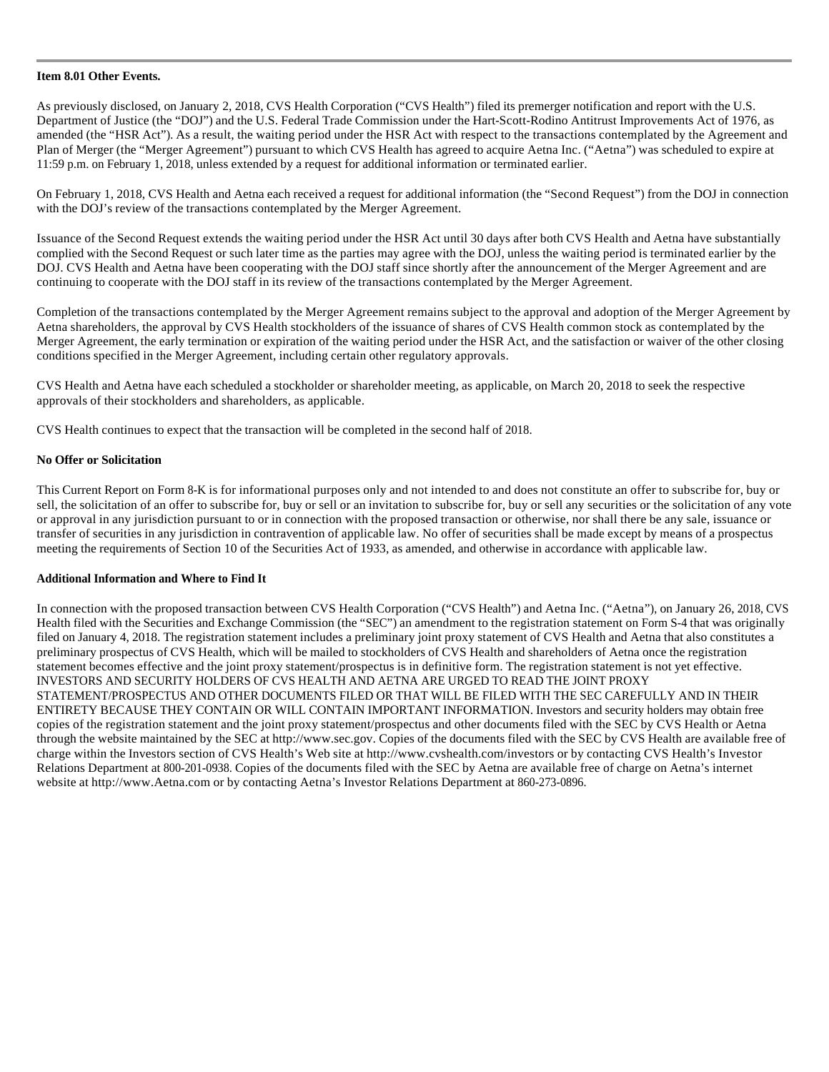**Item 8.01 Other Events.**

As previously disclosed, on January 2, 2018, CVS Health Corporation ("CVS Health") filed its premerger notification and report with the U.S. Department of Justice (the "DOJ") and the U.S. Federal Trade Commission under the Hart-Scott-Rodino Antitrust Improvements Act of 1976, as amended (the "HSR Act"). As a result, the waiting period under the HSR Act with respect to the transactions contemplated by the Agreement and Plan of Merger (the "Merger Agreement") pursuant to which CVS Health has agreed to acquire Aetna Inc. ("Aetna") was scheduled to expire at 11:59 p.m. on February 1, 2018, unless extended by a request for additional information or terminated earlier.

On February 1, 2018, CVS Health and Aetna each received a request for additional information (the "Second Request") from the DOJ in connection with the DOJ's review of the transactions contemplated by the Merger Agreement.

Issuance of the Second Request extends the waiting period under the HSR Act until 30 days after both CVS Health and Aetna have substantially complied with the Second Request or such later time as the parties may agree with the DOJ, unless the waiting period is terminated earlier by the DOJ. CVS Health and Aetna have been cooperating with the DOJ staff since shortly after the announcement of the Merger Agreement and are continuing to cooperate with the DOJ staff in its review of the transactions contemplated by the Merger Agreement.

Completion of the transactions contemplated by the Merger Agreement remains subject to the approval and adoption of the Merger Agreement by Aetna shareholders, the approval by CVS Health stockholders of the issuance of shares of CVS Health common stock as contemplated by the Merger Agreement, the early termination or expiration of the waiting period under the HSR Act, and the satisfaction or waiver of the other closing conditions specified in the Merger Agreement, including certain other regulatory approvals.

CVS Health and Aetna have each scheduled a stockholder or shareholder meeting, as applicable, on March 20, 2018 to seek the respective approvals of their stockholders and shareholders, as applicable.

CVS Health continues to expect that the transaction will be completed in the second half of 2018.

**No Offer or Solicitation**

This Current Report on Form 8-K is for informational purposes only and not intended to and does not constitute an offer to subscribe for, buy or sell, the solicitation of an offer to subscribe for, buy or sell or an invitation to subscribe for, buy or sell any securities or the solicitation of any vote or approval in any jurisdiction pursuant to or in connection with the proposed transaction or otherwise, nor shall there be any sale, issuance or transfer of securities in any jurisdiction in contravention of applicable law. No offer of securities shall be made except by means of a prospectus meeting the requirements of Section 10 of the Securities Act of 1933, as amended, and otherwise in accordance with applicable law.

**Additional Information and Where to Find It**

In connection with the proposed transaction between CVS Health Corporation ("CVS Health") and Aetna Inc. ("Aetna"), on January 26, 2018, CVS Health filed with the Securities and Exchange Commission (the "SEC") an amendment to the registration statement on Form S-4 that was originally filed on January 4, 2018. The registration statement includes a preliminary joint proxy statement of CVS Health and Aetna that also constitutes a preliminary prospectus of CVS Health, which will be mailed to stockholders of CVS Health and shareholders of Aetna once the registration statement becomes effective and the joint proxy statement/prospectus is in definitive form. The registration statement is not yet effective. INVESTORS AND SECURITY HOLDERS OF CVS HEALTH AND AETNA ARE URGED TO READ THE JOINT PROXY STATEMENT/PROSPECTUS AND OTHER DOCUMENTS FILED OR THAT WILL BE FILED WITH THE SEC CAREFULLY AND IN THEIR ENTIRETY BECAUSE THEY CONTAIN OR WILL CONTAIN IMPORTANT INFORMATION. Investors and security holders may obtain free copies of the registration statement and the joint proxy statement/prospectus and other documents filed with the SEC by CVS Health or Aetna through the website maintained by the SEC at http://www.sec.gov. Copies of the documents filed with the SEC by CVS Health are available free of charge within the Investors section of CVS Health's Web site at http://www.cvshealth.com/investors or by contacting CVS Health's Investor Relations Department at 800-201-0938. Copies of the documents filed with the SEC by Aetna are available free of charge on Aetna's internet website at http://www.Aetna.com or by contacting Aetna's Investor Relations Department at 860-273-0896.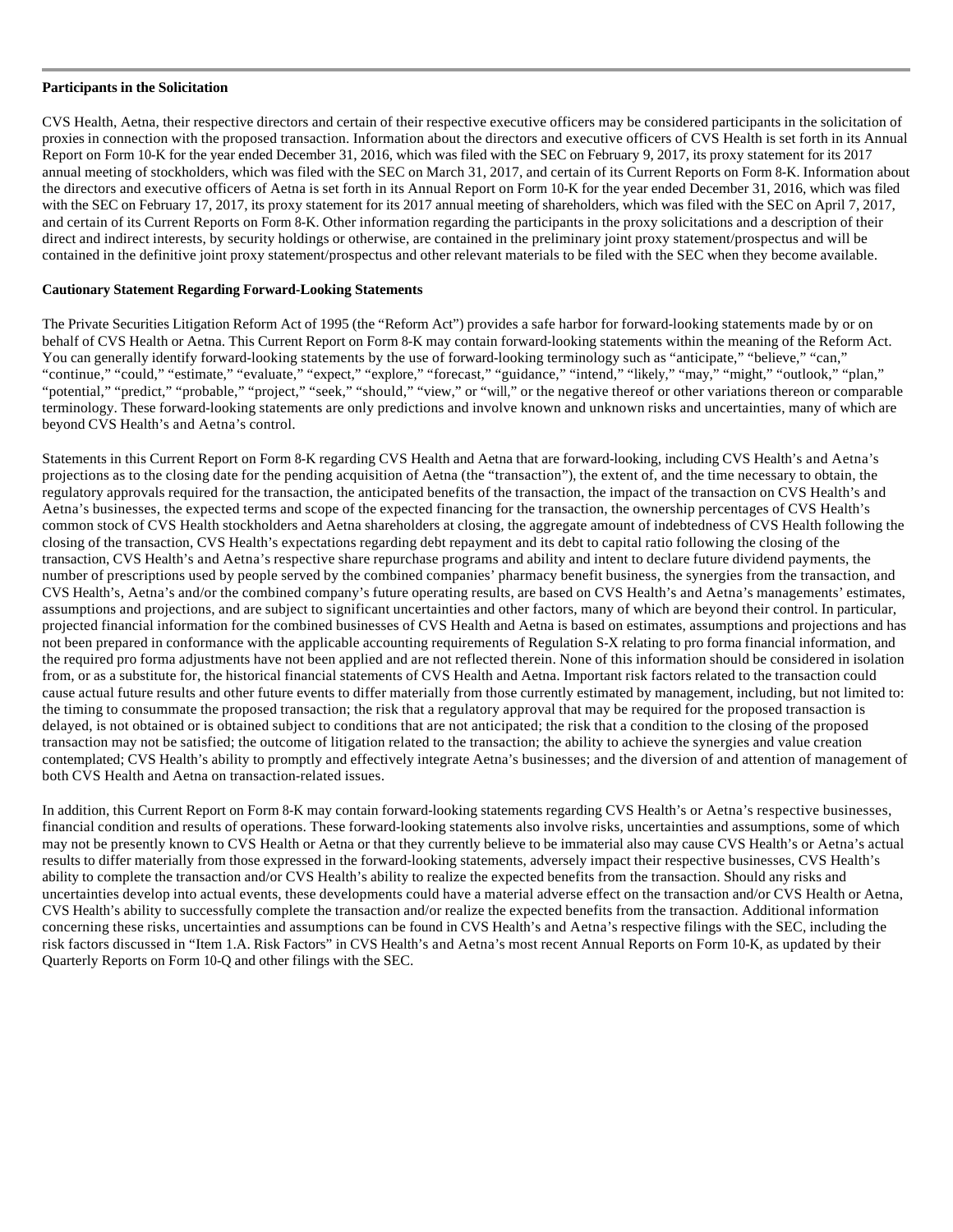**Participants in the Solicitation**

CVS Health, Aetna, their respective directors and certain of their respective executive officers may be considered participants in the solicitation of proxies in connection with the proposed transaction. Information about the directors and executive officers of CVS Health is set forth in its Annual Report on Form 10-K for the year ended December 31, 2016, which was filed with the SEC on February 9, 2017, its proxy statement for its 2017 annual meeting of stockholders, which was filed with the SEC on March 31, 2017, and certain of its Current Reports on Form 8-K. Information about the directors and executive officers of Aetna is set forth in its Annual Report on Form 10-K for the year ended December 31, 2016, which was filed with the SEC on February 17, 2017, its proxy statement for its 2017 annual meeting of shareholders, which was filed with the SEC on April 7, 2017, and certain of its Current Reports on Form 8-K. Other information regarding the participants in the proxy solicitations and a description of their direct and indirect interests, by security holdings or otherwise, are contained in the preliminary joint proxy statement/prospectus and will be contained in the definitive joint proxy statement/prospectus and other relevant materials to be filed with the SEC when they become available.

**Cautionary Statement Regarding Forward-Looking Statements**

The Private Securities Litigation Reform Act of 1995 (the "Reform Act") provides a safe harbor for forward-looking statements made by or on behalf of CVS Health or Aetna. This Current Report on Form 8-K may contain forward-looking statements within the meaning of the Reform Act. You can generally identify forward-looking statements by the use of forward-looking terminology such as "anticipate," "believe," "can," "continue," "could," "estimate," "evaluate," "expect," "explore," "forecast," "guidance," "intend," "likely," "may," "might," "outlook," "plan," "potential," "predict," "probable," "project," "seek," "should," "view," or "will," or the negative thereof or other variations thereon or comparable terminology. These forward-looking statements are only predictions and involve known and unknown risks and uncertainties, many of which are beyond CVS Health's and Aetna's control.

Statements in this Current Report on Form 8-K regarding CVS Health and Aetna that are forward-looking, including CVS Health's and Aetna's projections as to the closing date for the pending acquisition of Aetna (the "transaction"), the extent of, and the time necessary to obtain, the regulatory approvals required for the transaction, the anticipated benefits of the transaction, the impact of the transaction on CVS Health's and Aetna's businesses, the expected terms and scope of the expected financing for the transaction, the ownership percentages of CVS Health's common stock of CVS Health stockholders and Aetna shareholders at closing, the aggregate amount of indebtedness of CVS Health following the closing of the transaction, CVS Health's expectations regarding debt repayment and its debt to capital ratio following the closing of the transaction, CVS Health's and Aetna's respective share repurchase programs and ability and intent to declare future dividend payments, the number of prescriptions used by people served by the combined companies' pharmacy benefit business, the synergies from the transaction, and CVS Health's, Aetna's and/or the combined company's future operating results, are based on CVS Health's and Aetna's managements' estimates, assumptions and projections, and are subject to significant uncertainties and other factors, many of which are beyond their control. In particular, projected financial information for the combined businesses of CVS Health and Aetna is based on estimates, assumptions and projections and has not been prepared in conformance with the applicable accounting requirements of Regulation S-X relating to pro forma financial information, and the required pro forma adjustments have not been applied and are not reflected therein. None of this information should be considered in isolation from, or as a substitute for, the historical financial statements of CVS Health and Aetna. Important risk factors related to the transaction could cause actual future results and other future events to differ materially from those currently estimated by management, including, but not limited to: the timing to consummate the proposed transaction; the risk that a regulatory approval that may be required for the proposed transaction is delayed, is not obtained or is obtained subject to conditions that are not anticipated; the risk that a condition to the closing of the proposed transaction may not be satisfied; the outcome of litigation related to the transaction; the ability to achieve the synergies and value creation contemplated; CVS Health's ability to promptly and effectively integrate Aetna's businesses; and the diversion of and attention of management of both CVS Health and Aetna on transaction-related issues.

In addition, this Current Report on Form 8-K may contain forward-looking statements regarding CVS Health's or Aetna's respective businesses, financial condition and results of operations. These forward-looking statements also involve risks, uncertainties and assumptions, some of which may not be presently known to CVS Health or Aetna or that they currently believe to be immaterial also may cause CVS Health's or Aetna's actual results to differ materially from those expressed in the forward-looking statements, adversely impact their respective businesses, CVS Health's ability to complete the transaction and/or CVS Health's ability to realize the expected benefits from the transaction. Should any risks and uncertainties develop into actual events, these developments could have a material adverse effect on the transaction and/or CVS Health or Aetna, CVS Health's ability to successfully complete the transaction and/or realize the expected benefits from the transaction. Additional information concerning these risks, uncertainties and assumptions can be found in CVS Health's and Aetna's respective filings with the SEC, including the risk factors discussed in "Item 1.A. Risk Factors" in CVS Health's and Aetna's most recent Annual Reports on Form 10-K, as updated by their Quarterly Reports on Form 10-Q and other filings with the SEC.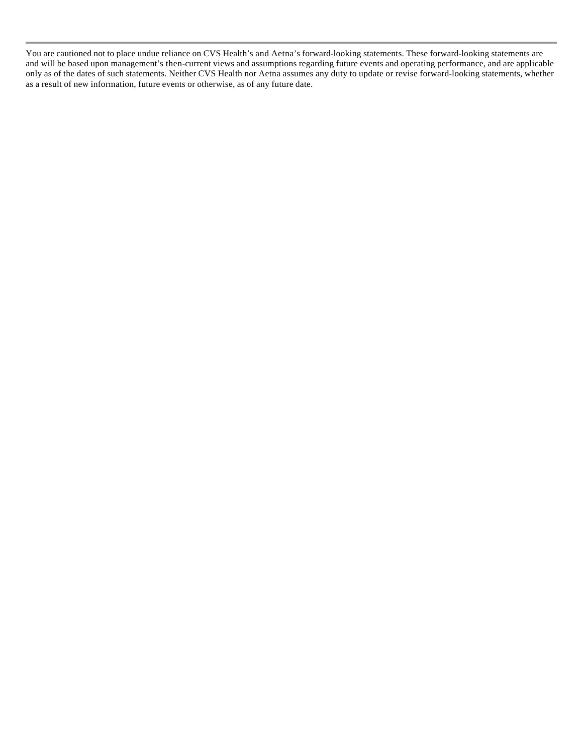You are cautioned not to place undue reliance on CVS Health's and Aetna's forward-looking statements. These forward-looking statements are and will be based upon management's then-current views and assumptions regarding future events and operating performance, and are applicable only as of the dates of such statements. Neither CVS Health nor Aetna assumes any duty to update or revise forward-looking statements, whether as a result of new information, future events or otherwise, as of any future date.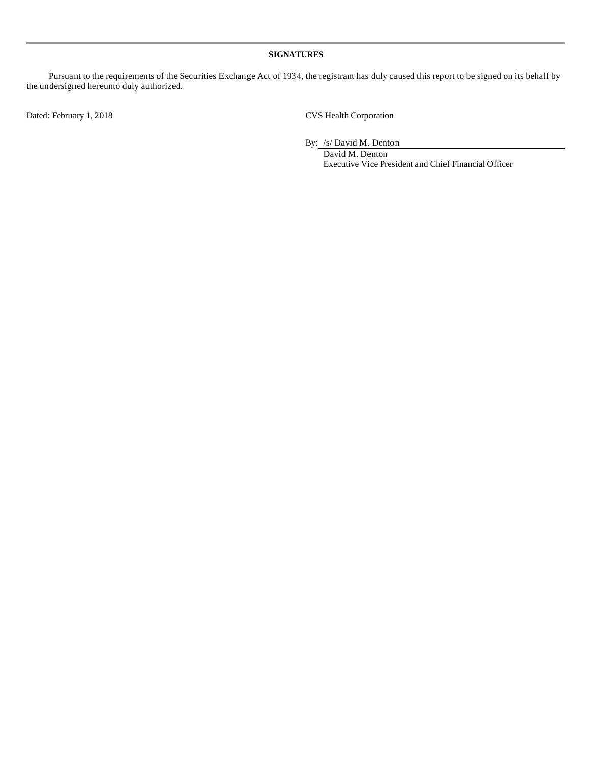## SIGNATURES

Pursuant to the requirements of the Securities Exchange Act of 1934, the registrant has duly caused this report to be signed on its behalf by the undersigned hereunto duly authorized.

Dated: February 1, 2018

CVS Health Corporation

By: /s/ David M. Denton

David M. Denton

Executive Vice President and Chief Financial Officer